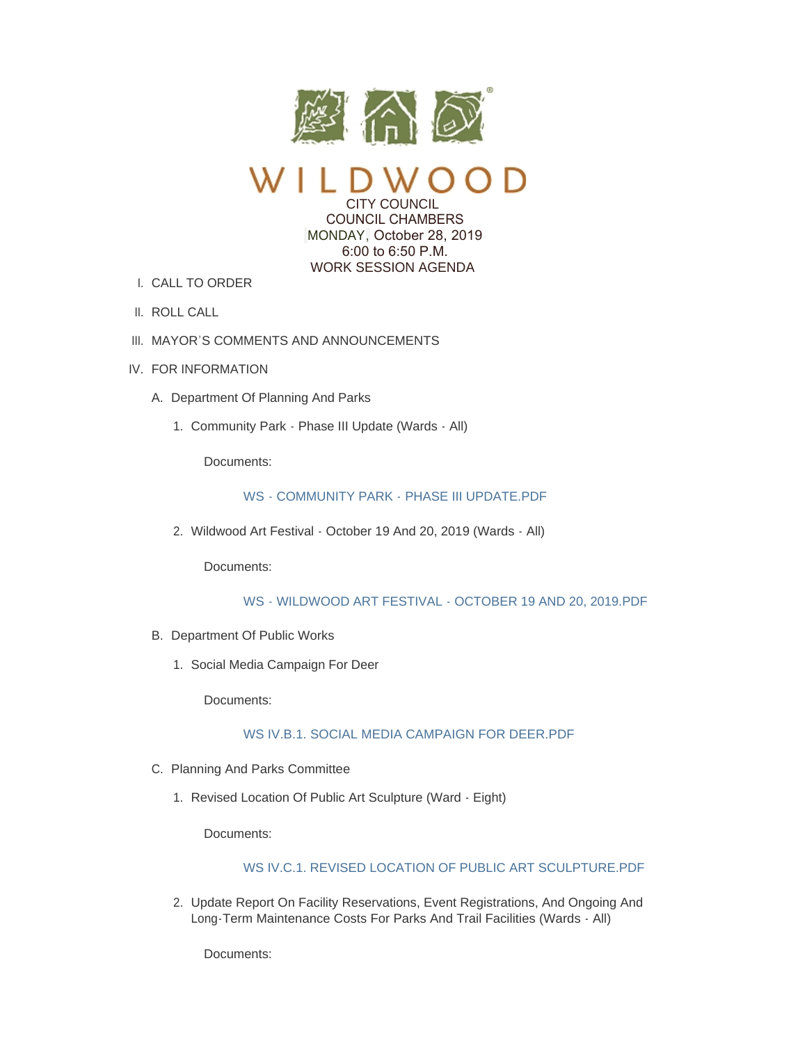# WILDWOOD

CITY COUNCIL
COUNCIL CHAMBERS
MONDAY, October 28, 2019
6:00 to 6:50 P.M.
WORK SESSION AGENDA

I. CALL TO ORDER

II. ROLL CALL

III. MAYOR'S COMMENTS AND ANNOUNCEMENTS

IV. FOR INFORMATION

A. Department Of Planning And Parks

1. Community Park - Phase III Update (Wards - All)

Documents:

WS - COMMUNITY PARK - PHASE III UPDATE.PDF

2. Wildwood Art Festival - October 19 And 20, 2019 (Wards - All)

Documents:

WS - WILDWOOD ART FESTIVAL - OCTOBER 19 AND 20, 2019.PDF

B. Department Of Public Works

1. Social Media Campaign For Deer

Documents:

WS IV.B.1. SOCIAL MEDIA CAMPAIGN FOR DEER.PDF

C. Planning And Parks Committee

1. Revised Location Of Public Art Sculpture (Ward - Eight)

Documents:

WS IV.C.1. REVISED LOCATION OF PUBLIC ART SCULPTURE.PDF

2. Update Report On Facility Reservations, Event Registrations, And Ongoing And Long-Term Maintenance Costs For Parks And Trail Facilities (Wards - All)

Documents: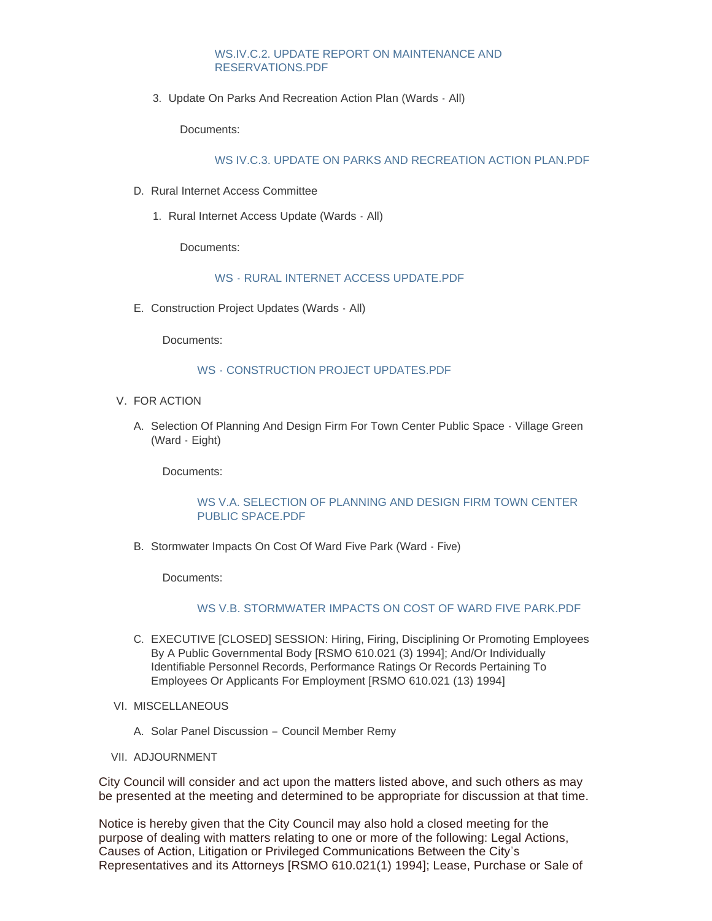WS.IV.C.2. UPDATE REPORT ON MAINTENANCE AND RESERVATIONS.PDF

3. Update On Parks And Recreation Action Plan (Wards - All)

   Documents:

   WS IV.C.3. UPDATE ON PARKS AND RECREATION ACTION PLAN.PDF

D. Rural Internet Access Committee

1. Rural Internet Access Update (Wards - All)

   Documents:

   WS - RURAL INTERNET ACCESS UPDATE.PDF

E. Construction Project Updates (Wards - All)

   Documents:

   WS - CONSTRUCTION PROJECT UPDATES.PDF

V. FOR ACTION

A. Selection Of Planning And Design Firm For Town Center Public Space - Village Green (Ward - Eight)

   Documents:

   WS V.A. SELECTION OF PLANNING AND DESIGN FIRM TOWN CENTER PUBLIC SPACE.PDF

B. Stormwater Impacts On Cost Of Ward Five Park (Ward - Five)

   Documents:

   WS V.B. STORMWATER IMPACTS ON COST OF WARD FIVE PARK.PDF

C. EXECUTIVE [CLOSED] SESSION: Hiring, Firing, Disciplining Or Promoting Employees By A Public Governmental Body [RSMO 610.021 (3) 1994]; And/Or Individually Identifiable Personnel Records, Performance Ratings Or Records Pertaining To Employees Or Applicants For Employment [RSMO 610.021 (13) 1994]

VI. MISCELLANEOUS

A. Solar Panel Discussion – Council Member Remy

VII. ADJOURNMENT

City Council will consider and act upon the matters listed above, and such others as may be presented at the meeting and determined to be appropriate for discussion at that time.

Notice is hereby given that the City Council may also hold a closed meeting for the purpose of dealing with matters relating to one or more of the following: Legal Actions, Causes of Action, Litigation or Privileged Communications Between the City's Representatives and its Attorneys [RSMO 610.021(1) 1994]; Lease, Purchase or Sale of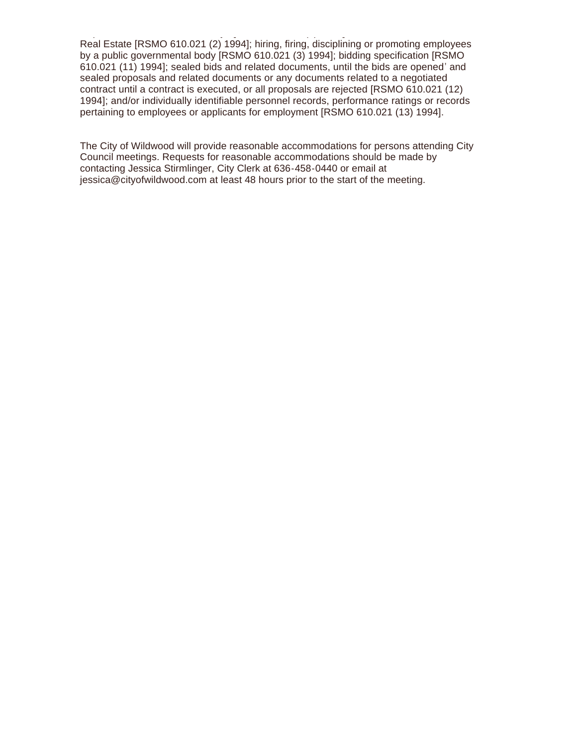Real Estate [RSMO 610.021 (2) 1994]; hiring, firing, disciplining or promoting employees by a public governmental body [RSMO 610.021 (3) 1994]; bidding specification [RSMO 610.021 (11) 1994]; sealed bids and related documents, until the bids are opened' and sealed proposals and related documents or any documents related to a negotiated contract until a contract is executed, or all proposals are rejected [RSMO 610.021 (12) 1994]; and/or individually identifiable personnel records, performance ratings or records pertaining to employees or applicants for employment [RSMO 610.021 (13) 1994].

The City of Wildwood will provide reasonable accommodations for persons attending City Council meetings. Requests for reasonable accommodations should be made by contacting Jessica Stirmlinger, City Clerk at 636-458-0440 or email at jessica@cityofwildwood.com at least 48 hours prior to the start of the meeting.